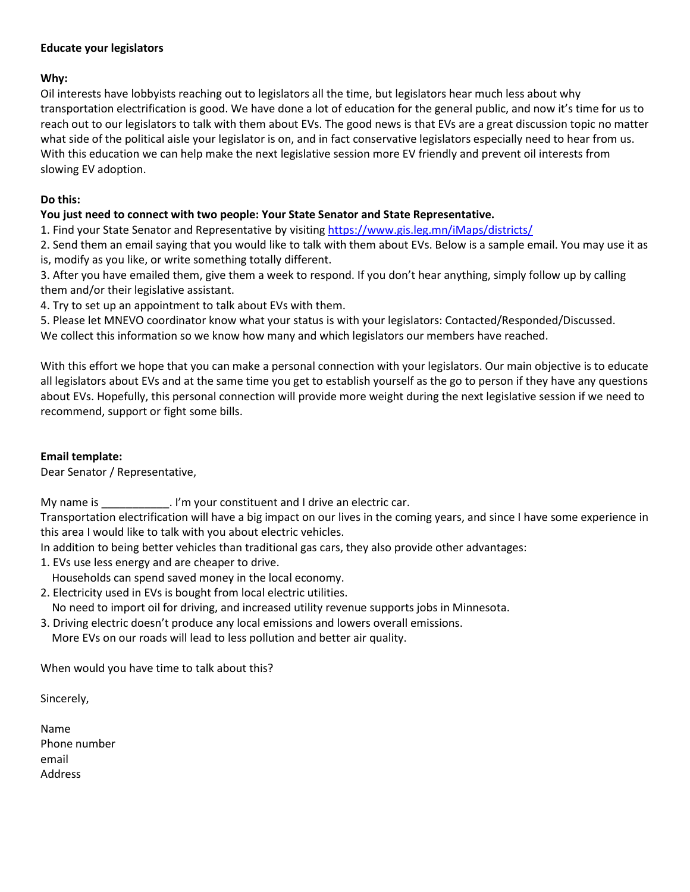**Educate your legislators**

**Why:**

Oil interests have lobbyists reaching out to legislators all the time, but legislators hear much less about why transportation electrification is good. We have done a lot of education for the general public, and now it's time for us to reach out to our legislators to talk with them about EVs. The good news is that EVs are a great discussion topic no matter what side of the political aisle your legislator is on, and in fact conservative legislators especially need to hear from us. With this education we can help make the next legislative session more EV friendly and prevent oil interests from slowing EV adoption.

**Do this:**

**You just need to connect with two people: Your State Senator and State Representative.**

1. Find your State Senator and Representative by visiting [https://www.gis.leg.mn/iMaps/districts/](https://www.gis.leg.mn/iMaps/districts/)
2. Send them an email saying that you would like to talk with them about EVs. Below is a sample email. You may use it as is, modify as you like, or write something totally different.
3. After you have emailed them, give them a week to respond. If you don't hear anything, simply follow up by calling them and/or their legislative assistant.
4. Try to set up an appointment to talk about EVs with them.
5. Please let MNEVO coordinator know what your status is with your legislators: Contacted/Responded/Discussed.

We collect this information so we know how many and which legislators our members have reached.

With this effort we hope that you can make a personal connection with your legislators. Our main objective is to educate all legislators about EVs and at the same time you get to establish yourself as the go to person if they have any questions about EVs. Hopefully, this personal connection will provide more weight during the next legislative session if we need to recommend, support or fight some bills.

**Email template:**

Dear Senator / Representative,

My name is ___________. I'm your constituent and I drive an electric car.
Transportation electrification will have a big impact on our lives in the coming years, and since I have some experience in this area I would like to talk with you about electric vehicles.
In addition to being better vehicles than traditional gas cars, they also provide other advantages:

1. EVs use less energy and are cheaper to drive.
   Households can spend saved money in the local economy.
2. Electricity used in EVs is bought from local electric utilities.
   No need to import oil for driving, and increased utility revenue supports jobs in Minnesota.
3. Driving electric doesn't produce any local emissions and lowers overall emissions.
   More EVs on our roads will lead to less pollution and better air quality.

When would you have time to talk about this?

Sincerely,

Name
Phone number
email
Address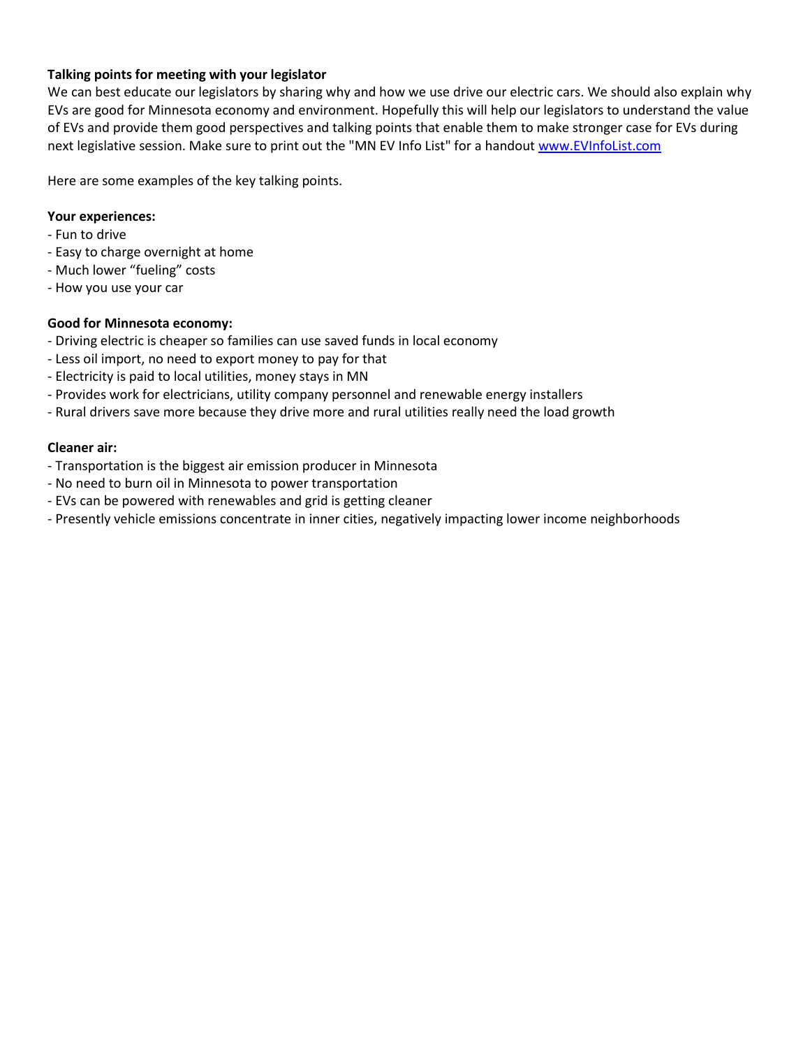**Talking points for meeting with your legislator**

We can best educate our legislators by sharing why and how we use drive our electric cars. We should also explain why EVs are good for Minnesota economy and environment. Hopefully this will help our legislators to understand the value of EVs and provide them good perspectives and talking points that enable them to make stronger case for EVs during next legislative session. Make sure to print out the "MN EV Info List" for a handout [www.EVInfoList.com](http://www.EVInfoList.com)

Here are some examples of the key talking points.

**Your experiences:**

- Fun to drive
- Easy to charge overnight at home
- Much lower “fueling” costs
- How you use your car

**Good for Minnesota economy:**

- Driving electric is cheaper so families can use saved funds in local economy
- Less oil import, no need to export money to pay for that
- Electricity is paid to local utilities, money stays in MN
- Provides work for electricians, utility company personnel and renewable energy installers
- Rural drivers save more because they drive more and rural utilities really need the load growth

**Cleaner air:**

- Transportation is the biggest air emission producer in Minnesota
- No need to burn oil in Minnesota to power transportation
- EVs can be powered with renewables and grid is getting cleaner
- Presently vehicle emissions concentrate in inner cities, negatively impacting lower income neighborhoods